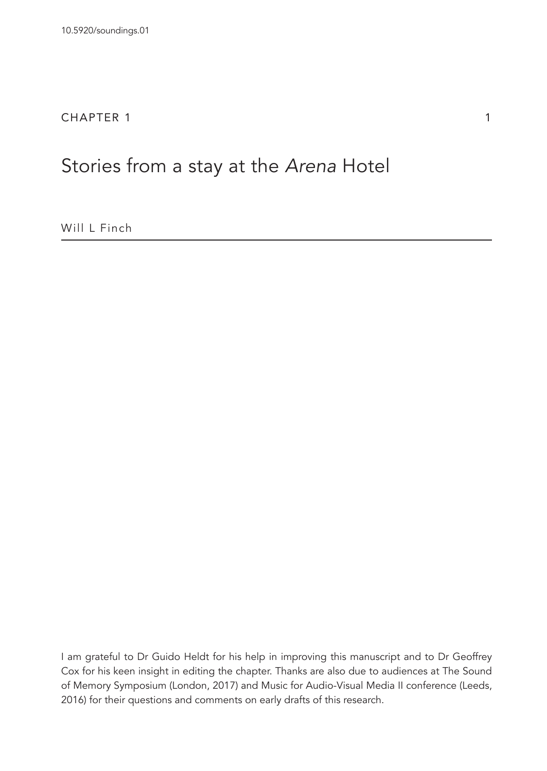10.5920/soundings.01

CHAPTER 1

# Stories from a stay at the *Arena* Hotel

Will L Finch

I am grateful to Dr Guido Heldt for his help in improving this manuscript and to Dr Geoffrey Cox for his keen insight in editing the chapter. Thanks are also due to audiences at The Sound of Memory Symposium (London, 2017) and Music for Audio-Visual Media II conference (Leeds, 2016) for their questions and comments on early drafts of this research.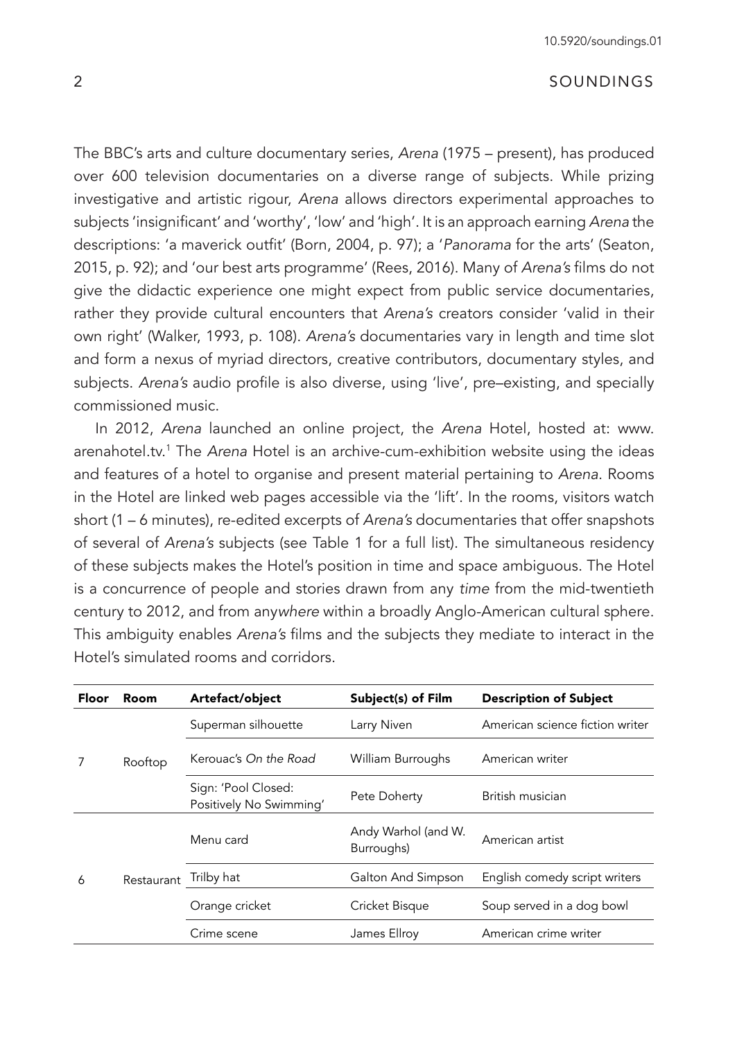The BBC's arts and culture documentary series, *Arena* (1975 – present), has produced over 600 television documentaries on a diverse range of subjects. While prizing investigative and artistic rigour, *Arena* allows directors experimental approaches to subjects 'insignificant' and 'worthy', 'low' and 'high'. It is an approach earning *Arena* the descriptions: 'a maverick outfit' (Born, 2004, p. 97); a '*Panorama* for the arts' (Seaton, 2015, p. 92); and 'our best arts programme' (Rees, 2016). Many of *Arena's* films do not give the didactic experience one might expect from public service documentaries, rather they provide cultural encounters that *Arena's* creators consider 'valid in their own right' (Walker, 1993, p. 108). *Arena's* documentaries vary in length and time slot and form a nexus of myriad directors, creative contributors, documentary styles, and subjects. *Arena's* audio profile is also diverse, using 'live', pre–existing, and specially commissioned music.

In 2012, *Arena* launched an online project, the *Arena* Hotel, hosted at: www.arenahotel.tv.[1] The *Arena* Hotel is an archive-cum-exhibition website using the ideas and features of a hotel to organise and present material pertaining to *Arena*. Rooms in the Hotel are linked web pages accessible via the 'lift'. In the rooms, visitors watch short (1 – 6 minutes), re-edited excerpts of *Arena's* documentaries that offer snapshots of several of *Arena's* subjects (see Table 1 for a full list). The simultaneous residency of these subjects makes the Hotel's position in time and space ambiguous. The Hotel is a concurrence of people and stories drawn from any *time* from the mid-twentieth century to 2012, and from any*where* within a broadly Anglo-American cultural sphere. This ambiguity enables *Arena's* films and the subjects they mediate to interact in the Hotel's simulated rooms and corridors.

| Floor | Room | Artefact/object | Subject(s) of Film | Description of Subject |
|---|---|---|---|---|
| 7 | Rooftop | Superman silhouette | Larry Niven | American science fiction writer |
| | | Kerouac's *On the Road* | William Burroughs | American writer |
| | | Sign: 'Pool Closed: Positively No Swimming' | Pete Doherty | British musician |
| 6 | Restaurant | Menu card | Andy Warhol (and W. Burroughs) | American artist |
| | | Trilby hat | Galton And Simpson | English comedy script writers |
| | | Orange cricket | Cricket Bisque | Soup served in a dog bowl |
| | | Crime scene | James Ellroy | American crime writer |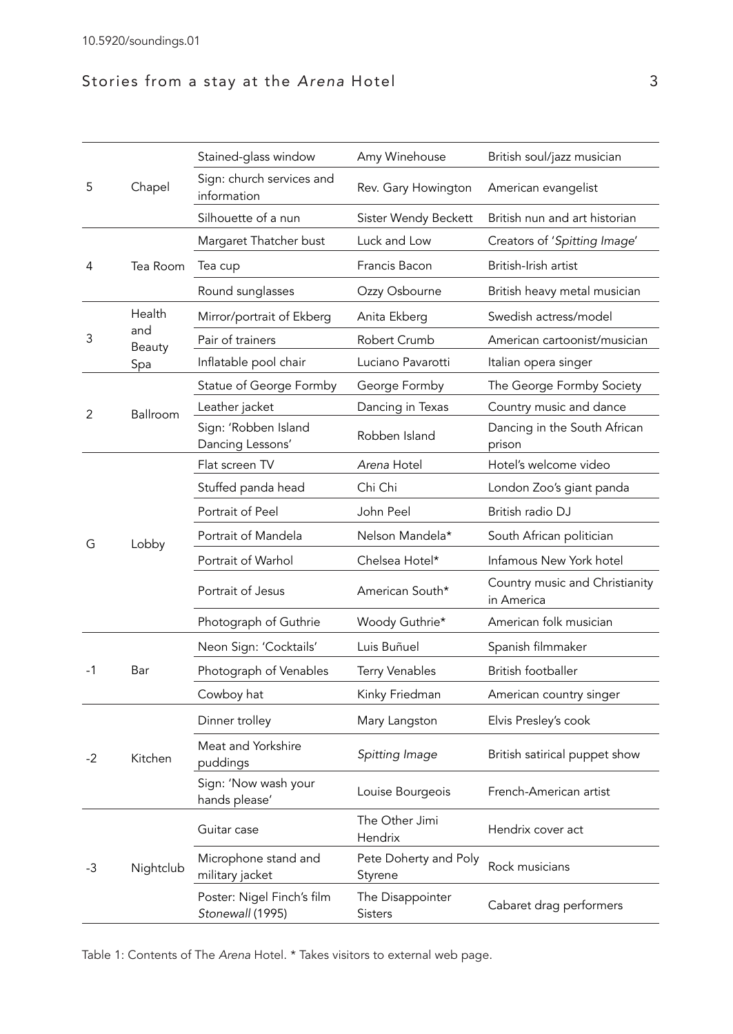| | | | | |
|---|---|---|---|---|
| 5 | Chapel | Stained-glass window | Amy Winehouse | British soul/jazz musician |
| | | Sign: church services and information | Rev. Gary Howington | American evangelist |
| | | Silhouette of a nun | Sister Wendy Beckett | British nun and art historian |
| 4 | Tea Room | Margaret Thatcher bust | Luck and Low | Creators of '*Spitting Image*' |
| | | Tea cup | Francis Bacon | British-Irish artist |
| | | Round sunglasses | Ozzy Osbourne | British heavy metal musician |
| 3 | Health and Beauty Spa | Mirror/portrait of Ekberg | Anita Ekberg | Swedish actress/model |
| | | Pair of trainers | Robert Crumb | American cartoonist/musician |
| | | Inflatable pool chair | Luciano Pavarotti | Italian opera singer |
| 2 | Ballroom | Statue of George Formby | George Formby | The George Formby Society |
| | | Leather jacket | Dancing in Texas | Country music and dance |
| | | Sign: 'Robben Island Dancing Lessons' | Robben Island | Dancing in the South African prison |
| G | Lobby | Flat screen TV | *Arena* Hotel | Hotel's welcome video |
| | | Stuffed panda head | Chi Chi | London Zoo's giant panda |
| | | Portrait of Peel | John Peel | British radio DJ |
| | | Portrait of Mandela | Nelson Mandela* | South African politician |
| | | Portrait of Warhol | Chelsea Hotel* | Infamous New York hotel |
| | | Portrait of Jesus | American South* | Country music and Christianity in America |
| | | Photograph of Guthrie | Woody Guthrie* | American folk musician |
| -1 | Bar | Neon Sign: 'Cocktails' | Luis Buñuel | Spanish filmmaker |
| | | Photograph of Venables | Terry Venables | British footballer |
| | | Cowboy hat | Kinky Friedman | American country singer |
| -2 | Kitchen | Dinner trolley | Mary Langston | Elvis Presley's cook |
| | | Meat and Yorkshire puddings | *Spitting Image* | British satirical puppet show |
| | | Sign: 'Now wash your hands please' | Louise Bourgeois | French-American artist |
| -3 | Nightclub | Guitar case | The Other Jimi Hendrix | Hendrix cover act |
| | | Microphone stand and military jacket | Pete Doherty and Poly Styrene | Rock musicians |
| | | Poster: Nigel Finch's film *Stonewall* (1995) | The Disappointer Sisters | Cabaret drag performers |

Table 1: Contents of The *Arena* Hotel. * Takes visitors to external web page.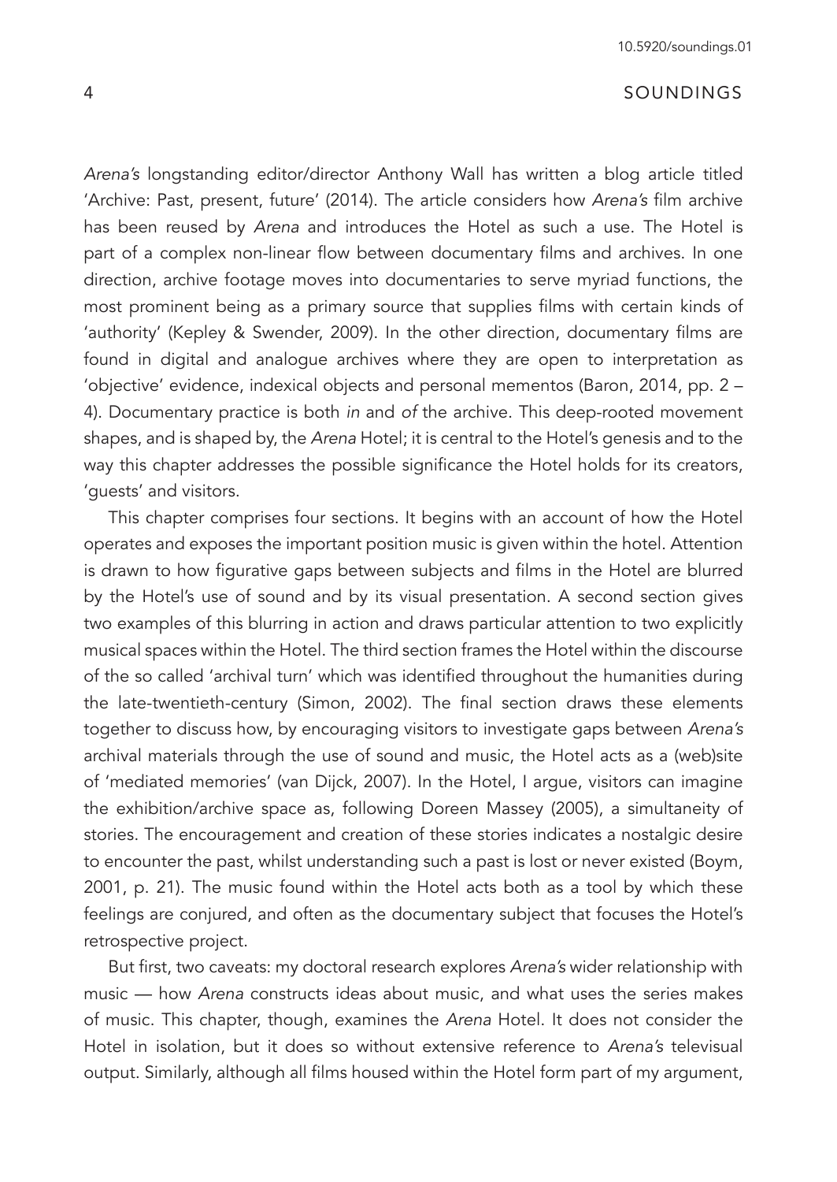*Arena's* longstanding editor/director Anthony Wall has written a blog article titled 'Archive: Past, present, future' (2014). The article considers how *Arena's* film archive has been reused by *Arena* and introduces the Hotel as such a use. The Hotel is part of a complex non-linear flow between documentary films and archives. In one direction, archive footage moves into documentaries to serve myriad functions, the most prominent being as a primary source that supplies films with certain kinds of 'authority' (Kepley & Swender, 2009). In the other direction, documentary films are found in digital and analogue archives where they are open to interpretation as 'objective' evidence, indexical objects and personal mementos (Baron, 2014, pp. 2 – 4). Documentary practice is both *in* and *of* the archive. This deep-rooted movement shapes, and is shaped by, the *Arena* Hotel; it is central to the Hotel's genesis and to the way this chapter addresses the possible significance the Hotel holds for its creators, 'guests' and visitors.

This chapter comprises four sections. It begins with an account of how the Hotel operates and exposes the important position music is given within the hotel. Attention is drawn to how figurative gaps between subjects and films in the Hotel are blurred by the Hotel's use of sound and by its visual presentation. A second section gives two examples of this blurring in action and draws particular attention to two explicitly musical spaces within the Hotel. The third section frames the Hotel within the discourse of the so called 'archival turn' which was identified throughout the humanities during the late-twentieth-century (Simon, 2002). The final section draws these elements together to discuss how, by encouraging visitors to investigate gaps between *Arena's* archival materials through the use of sound and music, the Hotel acts as a (web)site of 'mediated memories' (van Dijck, 2007). In the Hotel, I argue, visitors can imagine the exhibition/archive space as, following Doreen Massey (2005), a simultaneity of stories. The encouragement and creation of these stories indicates a nostalgic desire to encounter the past, whilst understanding such a past is lost or never existed (Boym, 2001, p. 21). The music found within the Hotel acts both as a tool by which these feelings are conjured, and often as the documentary subject that focuses the Hotel's retrospective project.

But first, two caveats: my doctoral research explores *Arena's* wider relationship with music — how *Arena* constructs ideas about music, and what uses the series makes of music. This chapter, though, examines the *Arena* Hotel. It does not consider the Hotel in isolation, but it does so without extensive reference to *Arena's* televisual output. Similarly, although all films housed within the Hotel form part of my argument,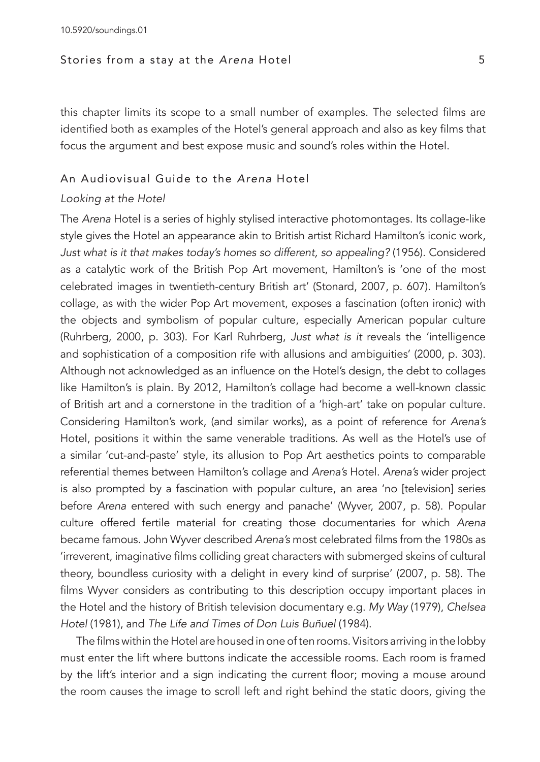this chapter limits its scope to a small number of examples. The selected films are identified both as examples of the Hotel's general approach and also as key films that focus the argument and best expose music and sound's roles within the Hotel.

## An Audiovisual Guide to the *Arena* Hotel

### *Looking at the Hotel*

The *Arena* Hotel is a series of highly stylised interactive photomontages. Its collage-like style gives the Hotel an appearance akin to British artist Richard Hamilton's iconic work, *Just what is it that makes today's homes so different, so appealing?* (1956). Considered as a catalytic work of the British Pop Art movement, Hamilton's is 'one of the most celebrated images in twentieth-century British art' (Stonard, 2007, p. 607). Hamilton's collage, as with the wider Pop Art movement, exposes a fascination (often ironic) with the objects and symbolism of popular culture, especially American popular culture (Ruhrberg, 2000, p. 303). For Karl Ruhrberg, *Just what is it* reveals the 'intelligence and sophistication of a composition rife with allusions and ambiguities' (2000, p. 303). Although not acknowledged as an influence on the Hotel's design, the debt to collages like Hamilton's is plain. By 2012, Hamilton's collage had become a well-known classic of British art and a cornerstone in the tradition of a 'high-art' take on popular culture. Considering Hamilton's work, (and similar works), as a point of reference for *Arena's* Hotel, positions it within the same venerable traditions. As well as the Hotel's use of a similar 'cut-and-paste' style, its allusion to Pop Art aesthetics points to comparable referential themes between Hamilton's collage and *Arena's* Hotel. *Arena's* wider project is also prompted by a fascination with popular culture, an area 'no [television] series before *Arena* entered with such energy and panache' (Wyver, 2007, p. 58). Popular culture offered fertile material for creating those documentaries for which *Arena* became famous. John Wyver described *Arena's* most celebrated films from the 1980s as 'irreverent, imaginative films colliding great characters with submerged skeins of cultural theory, boundless curiosity with a delight in every kind of surprise' (2007, p. 58). The films Wyver considers as contributing to this description occupy important places in the Hotel and the history of British television documentary e.g. *My Way* (1979), *Chelsea Hotel* (1981), and *The Life and Times of Don Luis Buñuel* (1984).

The films within the Hotel are housed in one of ten rooms. Visitors arriving in the lobby must enter the lift where buttons indicate the accessible rooms. Each room is framed by the lift's interior and a sign indicating the current floor; moving a mouse around the room causes the image to scroll left and right behind the static doors, giving the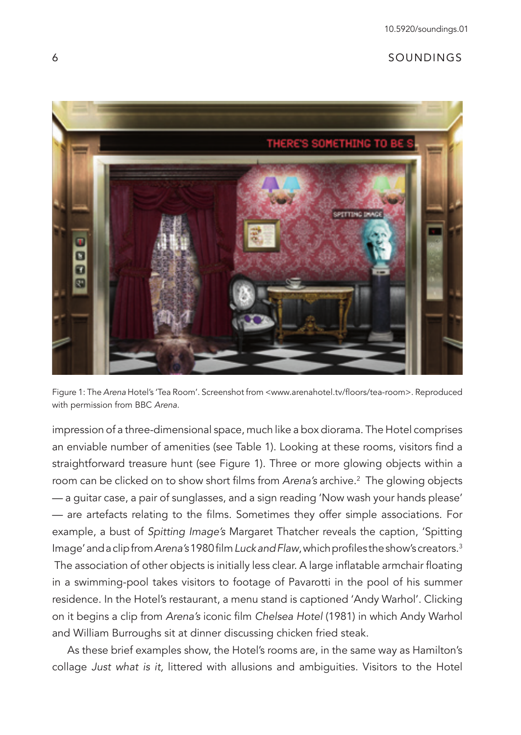Figure 1: The *Arena* Hotel's 'Tea Room'. Screenshot from <www.arenahotel.tv/floors/tea-room>. Reproduced with permission from BBC *Arena*.

impression of a three-dimensional space, much like a box diorama. The Hotel comprises an enviable number of amenities (see Table 1). Looking at these rooms, visitors find a straightforward treasure hunt (see Figure 1). Three or more glowing objects within a room can be clicked on to show short films from *Arena's* archive.[2] The glowing objects — a guitar case, a pair of sunglasses, and a sign reading 'Now wash your hands please' — are artefacts relating to the films. Sometimes they offer simple associations. For example, a bust of *Spitting Image's* Margaret Thatcher reveals the caption, 'Spitting Image' and a clip from *Arena's* 1980 film *Luck and Flaw*, which profiles the show's creators.[3] The association of other objects is initially less clear. A large inflatable armchair floating in a swimming-pool takes visitors to footage of Pavarotti in the pool of his summer residence. In the Hotel's restaurant, a menu stand is captioned 'Andy Warhol'. Clicking on it begins a clip from *Arena's* iconic film *Chelsea Hotel* (1981) in which Andy Warhol and William Burroughs sit at dinner discussing chicken fried steak.

As these brief examples show, the Hotel's rooms are, in the same way as Hamilton's collage *Just what is it,* littered with allusions and ambiguities. Visitors to the Hotel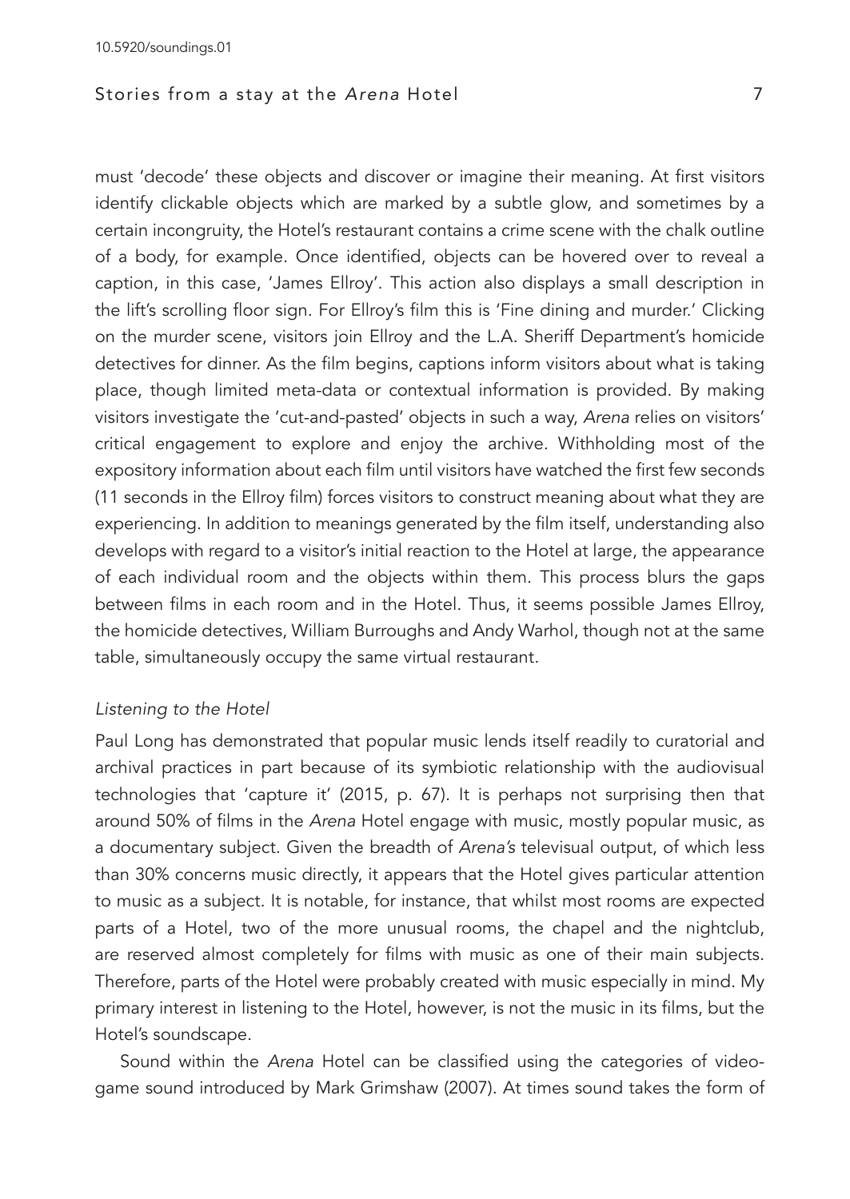must 'decode' these objects and discover or imagine their meaning. At first visitors identify clickable objects which are marked by a subtle glow, and sometimes by a certain incongruity, the Hotel's restaurant contains a crime scene with the chalk outline of a body, for example. Once identified, objects can be hovered over to reveal a caption, in this case, 'James Ellroy'. This action also displays a small description in the lift's scrolling floor sign. For Ellroy's film this is 'Fine dining and murder.' Clicking on the murder scene, visitors join Ellroy and the L.A. Sheriff Department's homicide detectives for dinner. As the film begins, captions inform visitors about what is taking place, though limited meta-data or contextual information is provided. By making visitors investigate the 'cut-and-pasted' objects in such a way, *Arena* relies on visitors' critical engagement to explore and enjoy the archive. Withholding most of the expository information about each film until visitors have watched the first few seconds (11 seconds in the Ellroy film) forces visitors to construct meaning about what they are experiencing. In addition to meanings generated by the film itself, understanding also develops with regard to a visitor's initial reaction to the Hotel at large, the appearance of each individual room and the objects within them. This process blurs the gaps between films in each room and in the Hotel. Thus, it seems possible James Ellroy, the homicide detectives, William Burroughs and Andy Warhol, though not at the same table, simultaneously occupy the same virtual restaurant.

### *Listening to the Hotel*

Paul Long has demonstrated that popular music lends itself readily to curatorial and archival practices in part because of its symbiotic relationship with the audiovisual technologies that 'capture it' (2015, p. 67). It is perhaps not surprising then that around 50% of films in the *Arena* Hotel engage with music, mostly popular music, as a documentary subject. Given the breadth of *Arena's* televisual output, of which less than 30% concerns music directly, it appears that the Hotel gives particular attention to music as a subject. It is notable, for instance, that whilst most rooms are expected parts of a Hotel, two of the more unusual rooms, the chapel and the nightclub, are reserved almost completely for films with music as one of their main subjects. Therefore, parts of the Hotel were probably created with music especially in mind. My primary interest in listening to the Hotel, however, is not the music in its films, but the Hotel's soundscape.

Sound within the *Arena* Hotel can be classified using the categories of video-game sound introduced by Mark Grimshaw (2007). At times sound takes the form of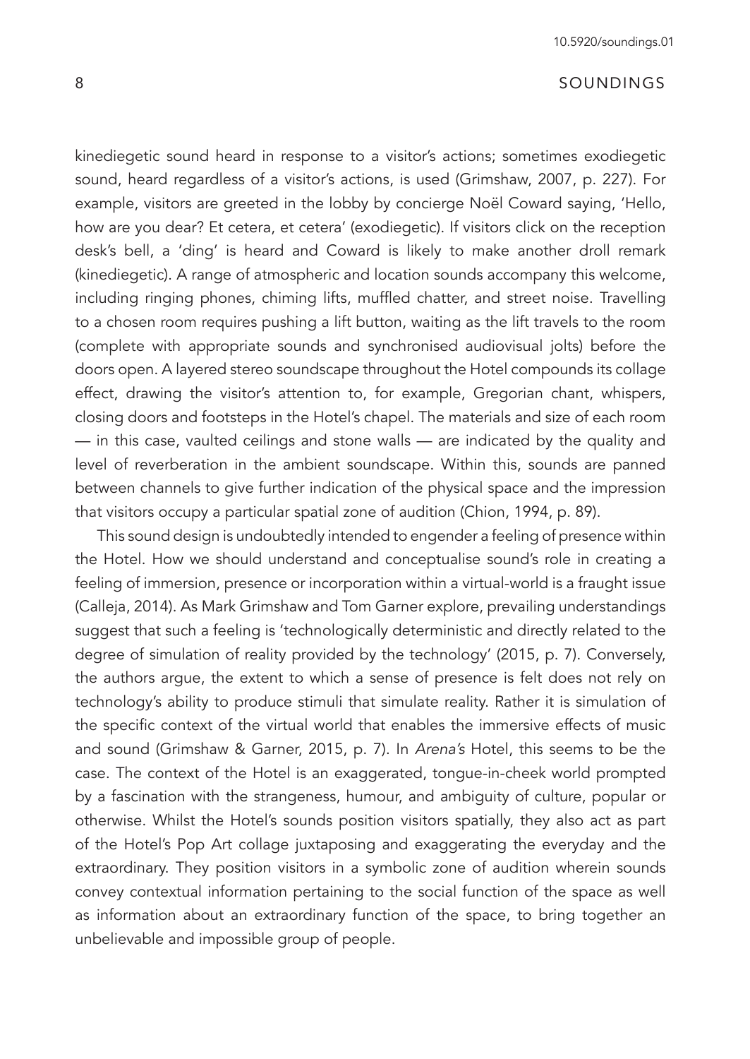kinediegetic sound heard in response to a visitor's actions; sometimes exodiegetic sound, heard regardless of a visitor's actions, is used (Grimshaw, 2007, p. 227). For example, visitors are greeted in the lobby by concierge Noël Coward saying, 'Hello, how are you dear? Et cetera, et cetera' (exodiegetic). If visitors click on the reception desk's bell, a 'ding' is heard and Coward is likely to make another droll remark (kinediegetic). A range of atmospheric and location sounds accompany this welcome, including ringing phones, chiming lifts, muffled chatter, and street noise. Travelling to a chosen room requires pushing a lift button, waiting as the lift travels to the room (complete with appropriate sounds and synchronised audiovisual jolts) before the doors open. A layered stereo soundscape throughout the Hotel compounds its collage effect, drawing the visitor's attention to, for example, Gregorian chant, whispers, closing doors and footsteps in the Hotel's chapel. The materials and size of each room — in this case, vaulted ceilings and stone walls — are indicated by the quality and level of reverberation in the ambient soundscape. Within this, sounds are panned between channels to give further indication of the physical space and the impression that visitors occupy a particular spatial zone of audition (Chion, 1994, p. 89).

This sound design is undoubtedly intended to engender a feeling of presence within the Hotel. How we should understand and conceptualise sound's role in creating a feeling of immersion, presence or incorporation within a virtual-world is a fraught issue (Calleja, 2014). As Mark Grimshaw and Tom Garner explore, prevailing understandings suggest that such a feeling is 'technologically deterministic and directly related to the degree of simulation of reality provided by the technology' (2015, p. 7). Conversely, the authors argue, the extent to which a sense of presence is felt does not rely on technology's ability to produce stimuli that simulate reality. Rather it is simulation of the specific context of the virtual world that enables the immersive effects of music and sound (Grimshaw & Garner, 2015, p. 7). In *Arena's* Hotel, this seems to be the case. The context of the Hotel is an exaggerated, tongue-in-cheek world prompted by a fascination with the strangeness, humour, and ambiguity of culture, popular or otherwise. Whilst the Hotel's sounds position visitors spatially, they also act as part of the Hotel's Pop Art collage juxtaposing and exaggerating the everyday and the extraordinary. They position visitors in a symbolic zone of audition wherein sounds convey contextual information pertaining to the social function of the space as well as information about an extraordinary function of the space, to bring together an unbelievable and impossible group of people.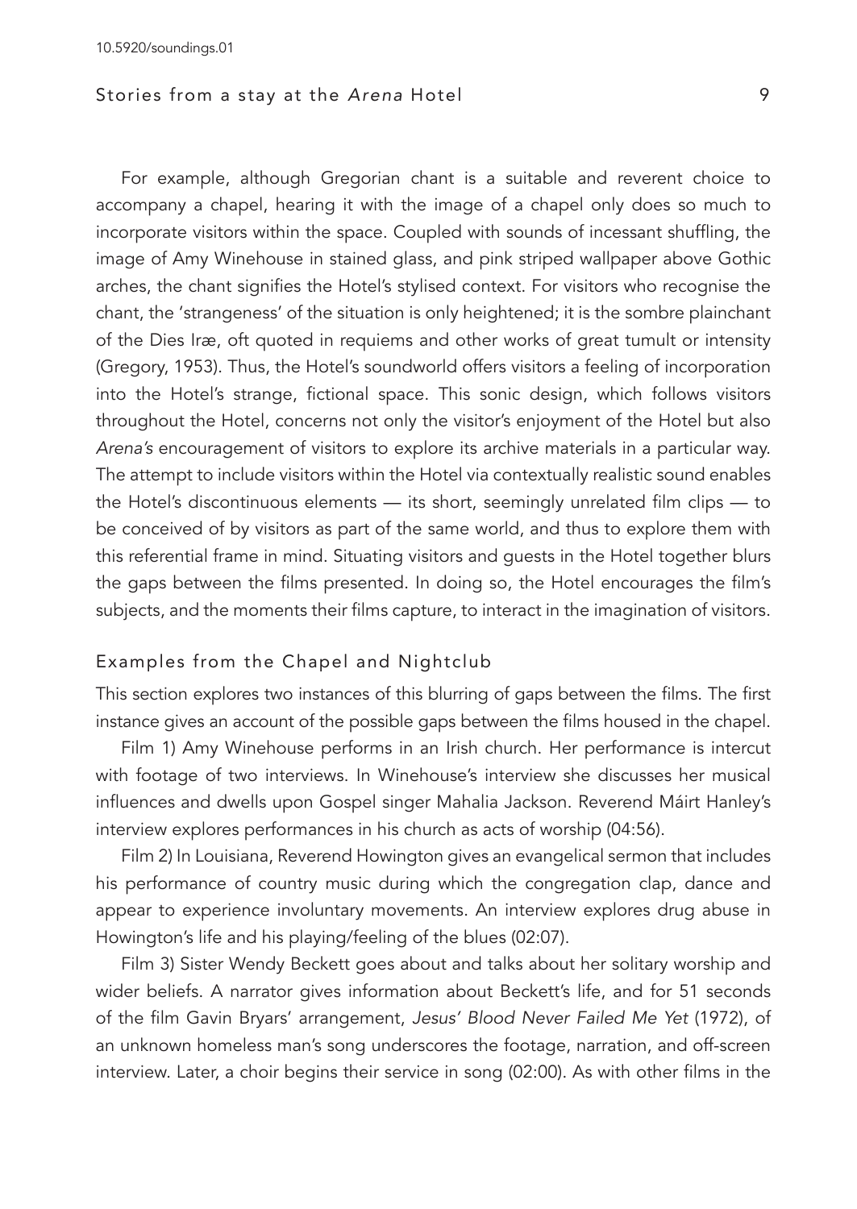For example, although Gregorian chant is a suitable and reverent choice to accompany a chapel, hearing it with the image of a chapel only does so much to incorporate visitors within the space. Coupled with sounds of incessant shuffling, the image of Amy Winehouse in stained glass, and pink striped wallpaper above Gothic arches, the chant signifies the Hotel's stylised context. For visitors who recognise the chant, the 'strangeness' of the situation is only heightened; it is the sombre plainchant of the Dies Iræ, oft quoted in requiems and other works of great tumult or intensity (Gregory, 1953). Thus, the Hotel's soundworld offers visitors a feeling of incorporation into the Hotel's strange, fictional space. This sonic design, which follows visitors throughout the Hotel, concerns not only the visitor's enjoyment of the Hotel but also *Arena's* encouragement of visitors to explore its archive materials in a particular way. The attempt to include visitors within the Hotel via contextually realistic sound enables the Hotel's discontinuous elements — its short, seemingly unrelated film clips — to be conceived of by visitors as part of the same world, and thus to explore them with this referential frame in mind. Situating visitors and guests in the Hotel together blurs the gaps between the films presented. In doing so, the Hotel encourages the film's subjects, and the moments their films capture, to interact in the imagination of visitors.

## Examples from the Chapel and Nightclub

This section explores two instances of this blurring of gaps between the films. The first instance gives an account of the possible gaps between the films housed in the chapel.

Film 1) Amy Winehouse performs in an Irish church. Her performance is intercut with footage of two interviews. In Winehouse's interview she discusses her musical influences and dwells upon Gospel singer Mahalia Jackson. Reverend Máirt Hanley's interview explores performances in his church as acts of worship (04:56).

Film 2) In Louisiana, Reverend Howington gives an evangelical sermon that includes his performance of country music during which the congregation clap, dance and appear to experience involuntary movements. An interview explores drug abuse in Howington's life and his playing/feeling of the blues (02:07).

Film 3) Sister Wendy Beckett goes about and talks about her solitary worship and wider beliefs. A narrator gives information about Beckett's life, and for 51 seconds of the film Gavin Bryars' arrangement, *Jesus' Blood Never Failed Me Yet* (1972), of an unknown homeless man's song underscores the footage, narration, and off-screen interview. Later, a choir begins their service in song (02:00). As with other films in the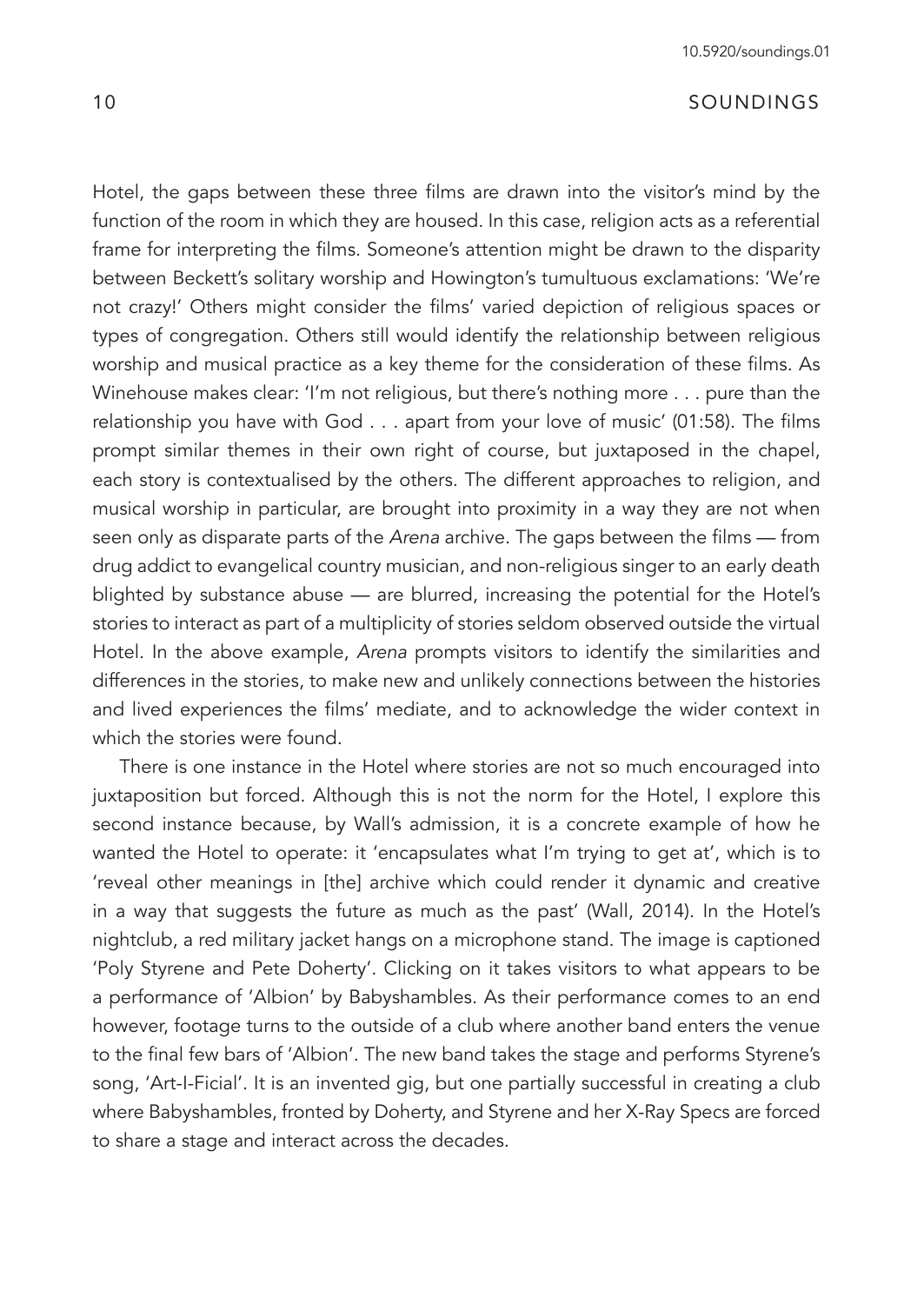Hotel, the gaps between these three films are drawn into the visitor's mind by the function of the room in which they are housed. In this case, religion acts as a referential frame for interpreting the films. Someone's attention might be drawn to the disparity between Beckett's solitary worship and Howington's tumultuous exclamations: 'We're not crazy!' Others might consider the films' varied depiction of religious spaces or types of congregation. Others still would identify the relationship between religious worship and musical practice as a key theme for the consideration of these films. As Winehouse makes clear: 'I'm not religious, but there's nothing more . . . pure than the relationship you have with God . . . apart from your love of music' (01:58). The films prompt similar themes in their own right of course, but juxtaposed in the chapel, each story is contextualised by the others. The different approaches to religion, and musical worship in particular, are brought into proximity in a way they are not when seen only as disparate parts of the *Arena* archive. The gaps between the films — from drug addict to evangelical country musician, and non-religious singer to an early death blighted by substance abuse — are blurred, increasing the potential for the Hotel's stories to interact as part of a multiplicity of stories seldom observed outside the virtual Hotel. In the above example, *Arena* prompts visitors to identify the similarities and differences in the stories, to make new and unlikely connections between the histories and lived experiences the films' mediate, and to acknowledge the wider context in which the stories were found.

There is one instance in the Hotel where stories are not so much encouraged into juxtaposition but forced. Although this is not the norm for the Hotel, I explore this second instance because, by Wall's admission, it is a concrete example of how he wanted the Hotel to operate: it 'encapsulates what I'm trying to get at', which is to 'reveal other meanings in [the] archive which could render it dynamic and creative in a way that suggests the future as much as the past' (Wall, 2014). In the Hotel's nightclub, a red military jacket hangs on a microphone stand. The image is captioned 'Poly Styrene and Pete Doherty'. Clicking on it takes visitors to what appears to be a performance of 'Albion' by Babyshambles. As their performance comes to an end however, footage turns to the outside of a club where another band enters the venue to the final few bars of 'Albion'. The new band takes the stage and performs Styrene's song, 'Art-I-Ficial'. It is an invented gig, but one partially successful in creating a club where Babyshambles, fronted by Doherty, and Styrene and her X-Ray Specs are forced to share a stage and interact across the decades.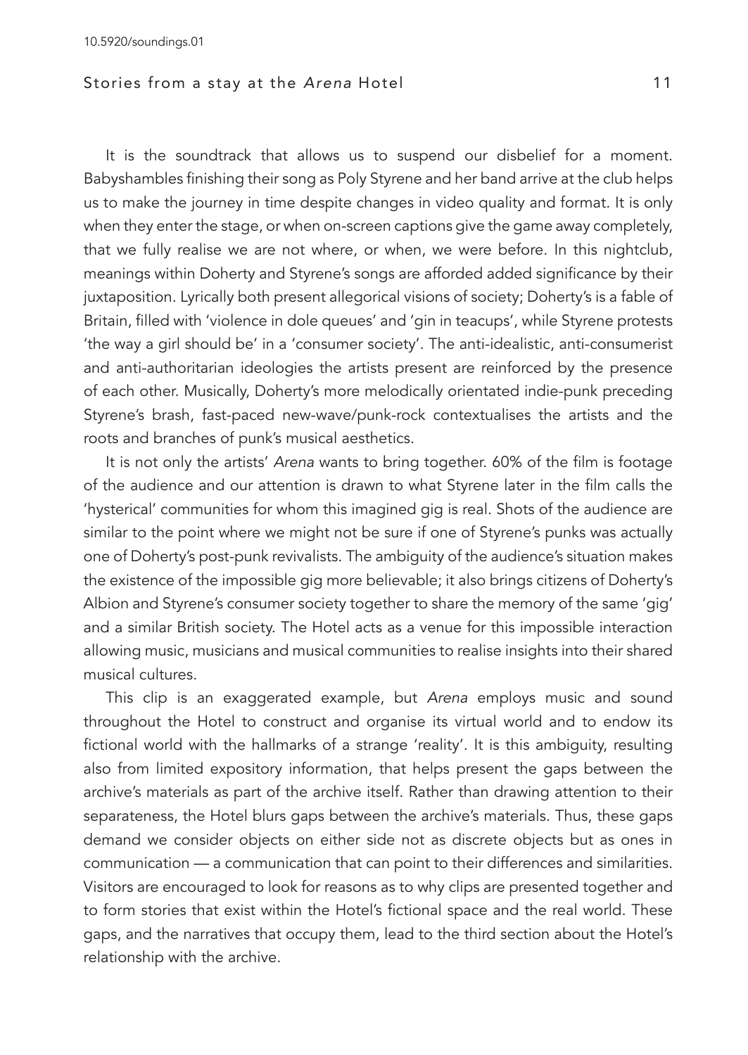It is the soundtrack that allows us to suspend our disbelief for a moment. Babyshambles finishing their song as Poly Styrene and her band arrive at the club helps us to make the journey in time despite changes in video quality and format. It is only when they enter the stage, or when on-screen captions give the game away completely, that we fully realise we are not where, or when, we were before. In this nightclub, meanings within Doherty and Styrene's songs are afforded added significance by their juxtaposition. Lyrically both present allegorical visions of society; Doherty's is a fable of Britain, filled with 'violence in dole queues' and 'gin in teacups', while Styrene protests 'the way a girl should be' in a 'consumer society'. The anti-idealistic, anti-consumerist and anti-authoritarian ideologies the artists present are reinforced by the presence of each other. Musically, Doherty's more melodically orientated indie-punk preceding Styrene's brash, fast-paced new-wave/punk-rock contextualises the artists and the roots and branches of punk's musical aesthetics.

It is not only the artists' *Arena* wants to bring together. 60% of the film is footage of the audience and our attention is drawn to what Styrene later in the film calls the 'hysterical' communities for whom this imagined gig is real. Shots of the audience are similar to the point where we might not be sure if one of Styrene's punks was actually one of Doherty's post-punk revivalists. The ambiguity of the audience's situation makes the existence of the impossible gig more believable; it also brings citizens of Doherty's Albion and Styrene's consumer society together to share the memory of the same 'gig' and a similar British society. The Hotel acts as a venue for this impossible interaction allowing music, musicians and musical communities to realise insights into their shared musical cultures.

This clip is an exaggerated example, but *Arena* employs music and sound throughout the Hotel to construct and organise its virtual world and to endow its fictional world with the hallmarks of a strange 'reality'. It is this ambiguity, resulting also from limited expository information, that helps present the gaps between the archive's materials as part of the archive itself. Rather than drawing attention to their separateness, the Hotel blurs gaps between the archive's materials. Thus, these gaps demand we consider objects on either side not as discrete objects but as ones in communication — a communication that can point to their differences and similarities. Visitors are encouraged to look for reasons as to why clips are presented together and to form stories that exist within the Hotel's fictional space and the real world. These gaps, and the narratives that occupy them, lead to the third section about the Hotel's relationship with the archive.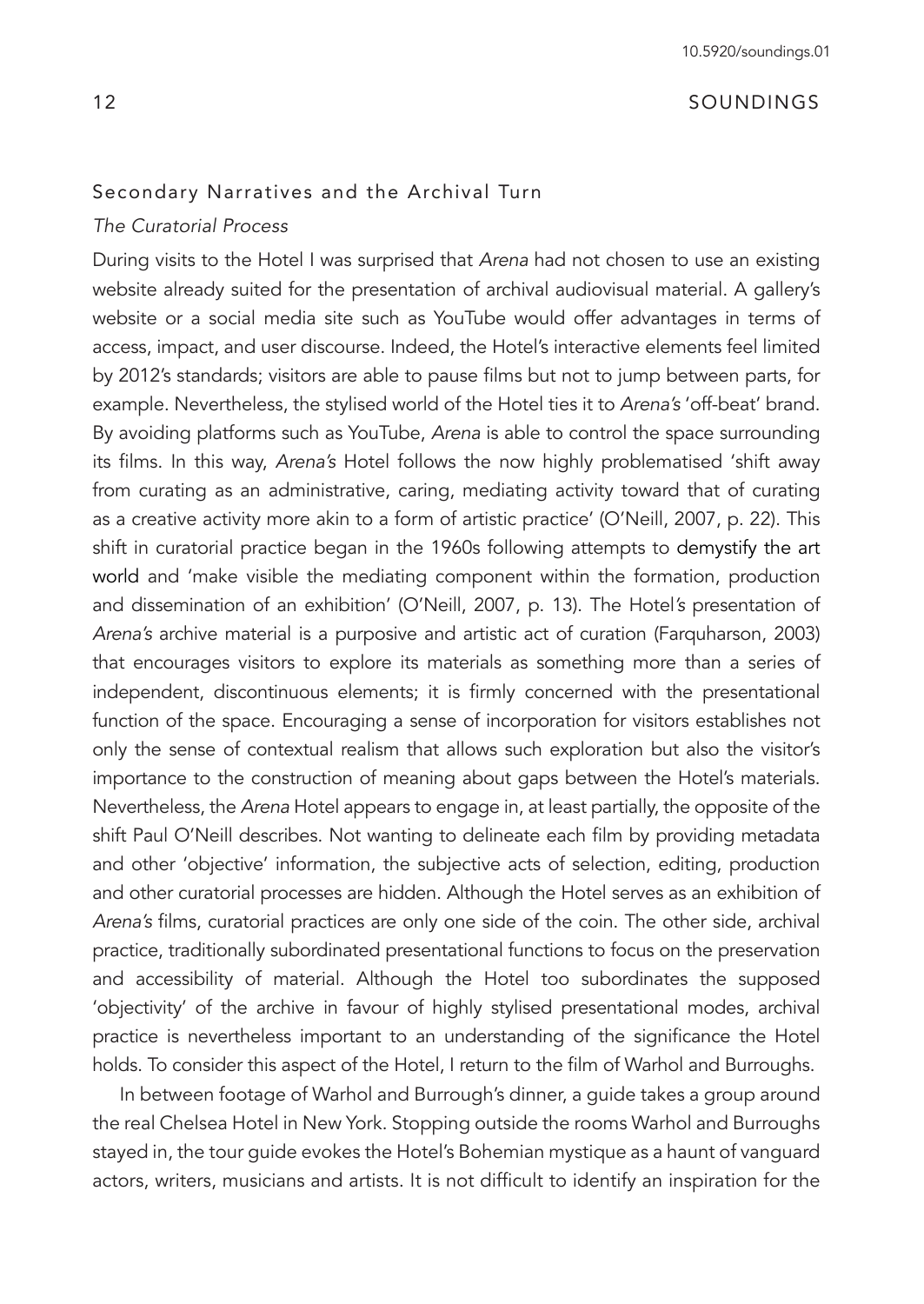## Secondary Narratives and the Archival Turn

### *The Curatorial Process*

During visits to the Hotel I was surprised that *Arena* had not chosen to use an existing website already suited for the presentation of archival audiovisual material. A gallery's website or a social media site such as YouTube would offer advantages in terms of access, impact, and user discourse. Indeed, the Hotel's interactive elements feel limited by 2012's standards; visitors are able to pause films but not to jump between parts, for example. Nevertheless, the stylised world of the Hotel ties it to *Arena's* 'off-beat' brand. By avoiding platforms such as YouTube, *Arena* is able to control the space surrounding its films. In this way, *Arena's* Hotel follows the now highly problematised 'shift away from curating as an administrative, caring, mediating activity toward that of curating as a creative activity more akin to a form of artistic practice' (O'Neill, 2007, p. 22). This shift in curatorial practice began in the 1960s following attempts to demystify the art world and 'make visible the mediating component within the formation, production and dissemination of an exhibition' (O'Neill, 2007, p. 13). The Hotel's presentation of *Arena's* archive material is a purposive and artistic act of curation (Farquharson, 2003) that encourages visitors to explore its materials as something more than a series of independent, discontinuous elements; it is firmly concerned with the presentational function of the space. Encouraging a sense of incorporation for visitors establishes not only the sense of contextual realism that allows such exploration but also the visitor's importance to the construction of meaning about gaps between the Hotel's materials. Nevertheless, the *Arena* Hotel appears to engage in, at least partially, the opposite of the shift Paul O'Neill describes. Not wanting to delineate each film by providing metadata and other 'objective' information, the subjective acts of selection, editing, production and other curatorial processes are hidden. Although the Hotel serves as an exhibition of *Arena's* films, curatorial practices are only one side of the coin. The other side, archival practice, traditionally subordinated presentational functions to focus on the preservation and accessibility of material. Although the Hotel too subordinates the supposed 'objectivity' of the archive in favour of highly stylised presentational modes, archival practice is nevertheless important to an understanding of the significance the Hotel holds. To consider this aspect of the Hotel, I return to the film of Warhol and Burroughs.

In between footage of Warhol and Burrough's dinner, a guide takes a group around the real Chelsea Hotel in New York. Stopping outside the rooms Warhol and Burroughs stayed in, the tour guide evokes the Hotel's Bohemian mystique as a haunt of vanguard actors, writers, musicians and artists. It is not difficult to identify an inspiration for the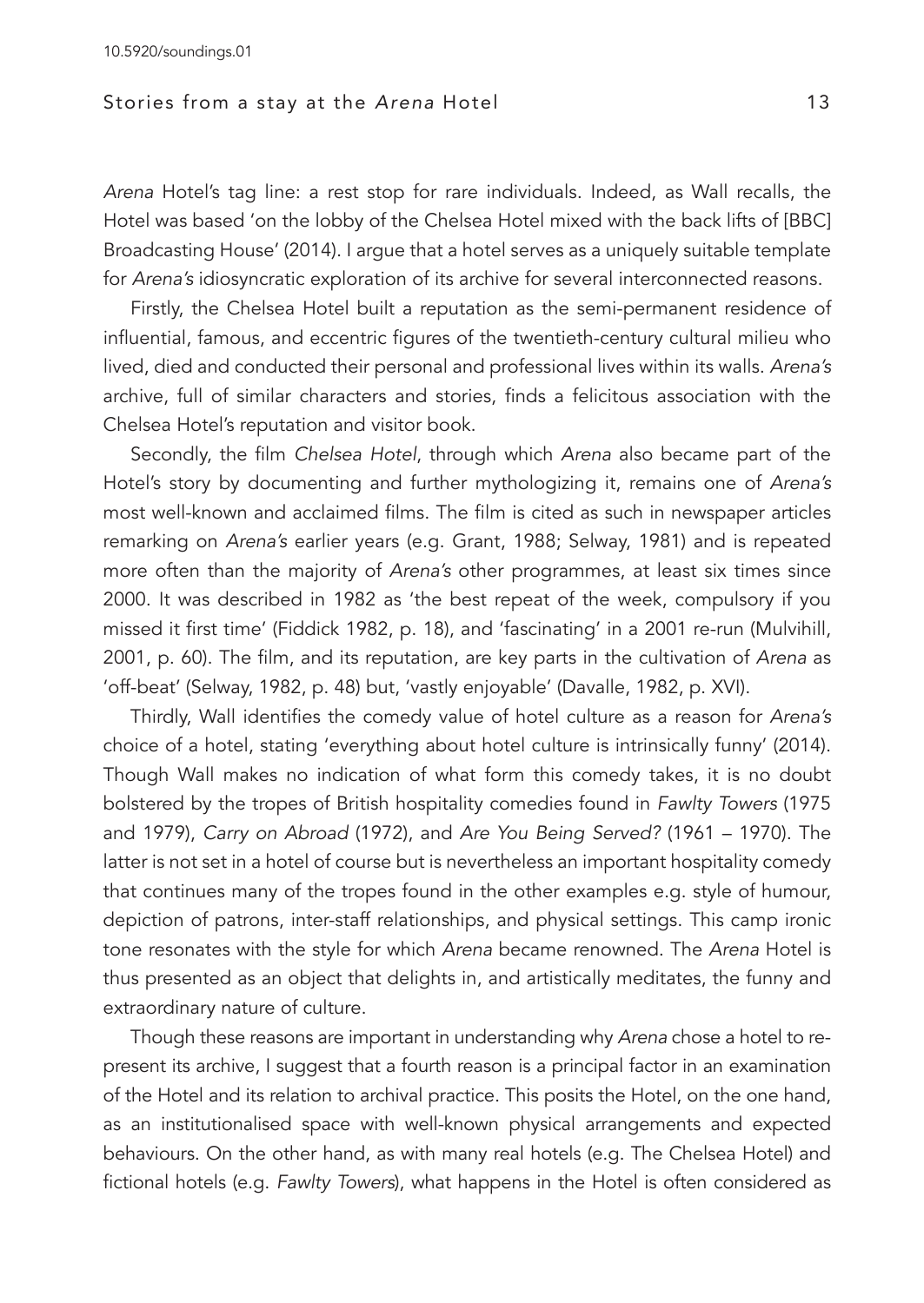*Arena* Hotel's tag line: a rest stop for rare individuals. Indeed, as Wall recalls, the Hotel was based 'on the lobby of the Chelsea Hotel mixed with the back lifts of [BBC] Broadcasting House' (2014). I argue that a hotel serves as a uniquely suitable template for *Arena's* idiosyncratic exploration of its archive for several interconnected reasons.

Firstly, the Chelsea Hotel built a reputation as the semi-permanent residence of influential, famous, and eccentric figures of the twentieth-century cultural milieu who lived, died and conducted their personal and professional lives within its walls. *Arena's* archive, full of similar characters and stories, finds a felicitous association with the Chelsea Hotel's reputation and visitor book.

Secondly, the film *Chelsea Hotel*, through which *Arena* also became part of the Hotel's story by documenting and further mythologizing it, remains one of *Arena's* most well-known and acclaimed films. The film is cited as such in newspaper articles remarking on *Arena's* earlier years (e.g. Grant, 1988; Selway, 1981) and is repeated more often than the majority of *Arena's* other programmes, at least six times since 2000. It was described in 1982 as 'the best repeat of the week, compulsory if you missed it first time' (Fiddick 1982, p. 18), and 'fascinating' in a 2001 re-run (Mulvihill, 2001, p. 60). The film, and its reputation, are key parts in the cultivation of *Arena* as 'off-beat' (Selway, 1982, p. 48) but, 'vastly enjoyable' (Davalle, 1982, p. XVI).

Thirdly, Wall identifies the comedy value of hotel culture as a reason for *Arena's* choice of a hotel, stating 'everything about hotel culture is intrinsically funny' (2014). Though Wall makes no indication of what form this comedy takes, it is no doubt bolstered by the tropes of British hospitality comedies found in *Fawlty Towers* (1975 and 1979), *Carry on Abroad* (1972), and *Are You Being Served?* (1961 – 1970). The latter is not set in a hotel of course but is nevertheless an important hospitality comedy that continues many of the tropes found in the other examples e.g. style of humour, depiction of patrons, inter-staff relationships, and physical settings. This camp ironic tone resonates with the style for which *Arena* became renowned. The *Arena* Hotel is thus presented as an object that delights in, and artistically meditates, the funny and extraordinary nature of culture.

Though these reasons are important in understanding why *Arena* chose a hotel to re-present its archive, I suggest that a fourth reason is a principal factor in an examination of the Hotel and its relation to archival practice. This posits the Hotel, on the one hand, as an institutionalised space with well-known physical arrangements and expected behaviours. On the other hand, as with many real hotels (e.g. The Chelsea Hotel) and fictional hotels (e.g. *Fawlty Towers*), what happens in the Hotel is often considered as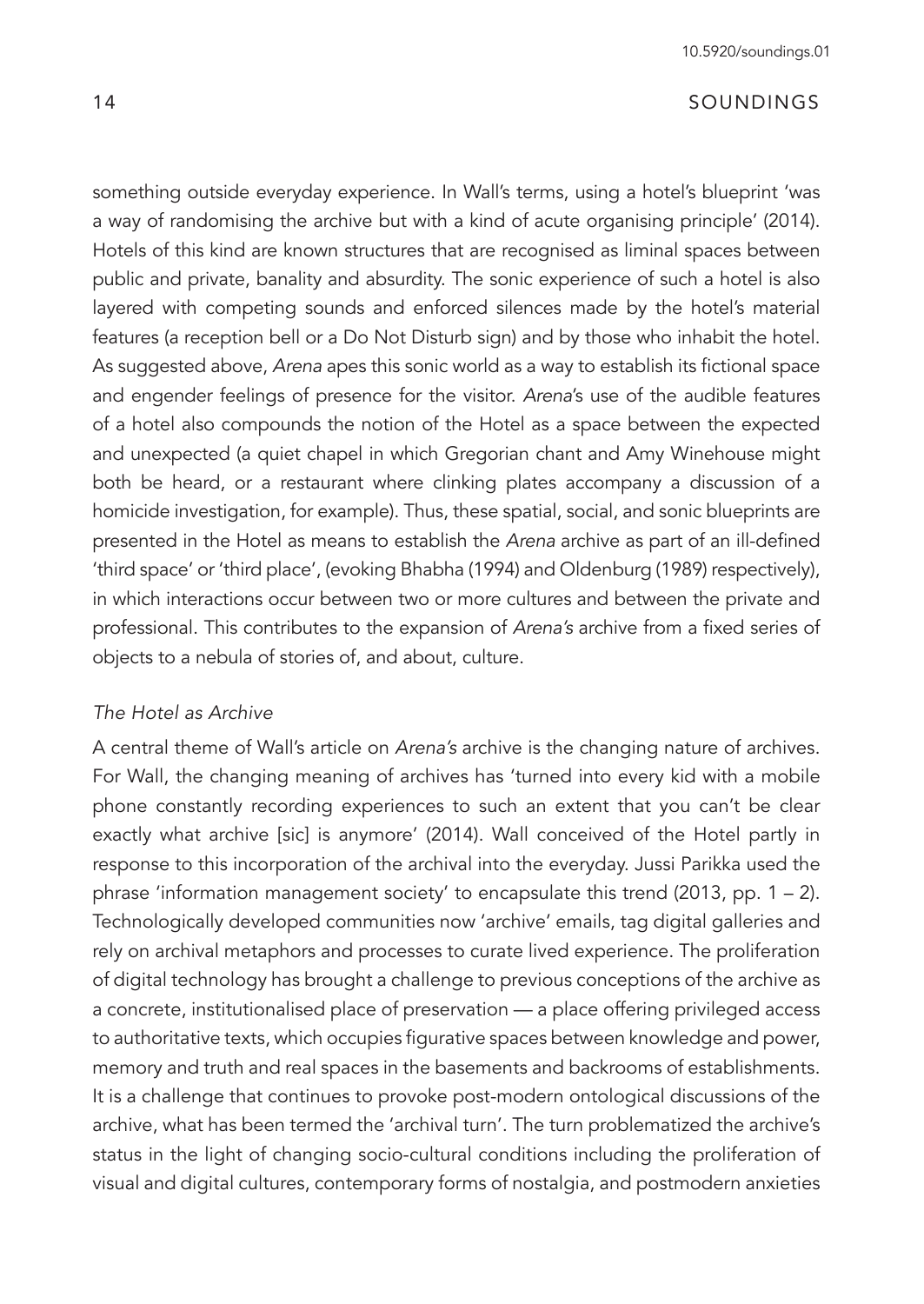something outside everyday experience. In Wall's terms, using a hotel's blueprint 'was a way of randomising the archive but with a kind of acute organising principle' (2014). Hotels of this kind are known structures that are recognised as liminal spaces between public and private, banality and absurdity. The sonic experience of such a hotel is also layered with competing sounds and enforced silences made by the hotel's material features (a reception bell or a Do Not Disturb sign) and by those who inhabit the hotel. As suggested above, *Arena* apes this sonic world as a way to establish its fictional space and engender feelings of presence for the visitor. *Arena*'s use of the audible features of a hotel also compounds the notion of the Hotel as a space between the expected and unexpected (a quiet chapel in which Gregorian chant and Amy Winehouse might both be heard, or a restaurant where clinking plates accompany a discussion of a homicide investigation, for example). Thus, these spatial, social, and sonic blueprints are presented in the Hotel as means to establish the *Arena* archive as part of an ill-defined 'third space' or 'third place', (evoking Bhabha (1994) and Oldenburg (1989) respectively), in which interactions occur between two or more cultures and between the private and professional. This contributes to the expansion of *Arena's* archive from a fixed series of objects to a nebula of stories of, and about, culture.

*The Hotel as Archive*

A central theme of Wall's article on *Arena's* archive is the changing nature of archives. For Wall, the changing meaning of archives has 'turned into every kid with a mobile phone constantly recording experiences to such an extent that you can't be clear exactly what archive [sic] is anymore' (2014). Wall conceived of the Hotel partly in response to this incorporation of the archival into the everyday. Jussi Parikka used the phrase 'information management society' to encapsulate this trend (2013, pp. 1 – 2). Technologically developed communities now 'archive' emails, tag digital galleries and rely on archival metaphors and processes to curate lived experience. The proliferation of digital technology has brought a challenge to previous conceptions of the archive as a concrete, institutionalised place of preservation — a place offering privileged access to authoritative texts, which occupies figurative spaces between knowledge and power, memory and truth and real spaces in the basements and backrooms of establishments. It is a challenge that continues to provoke post-modern ontological discussions of the archive, what has been termed the 'archival turn'. The turn problematized the archive's status in the light of changing socio-cultural conditions including the proliferation of visual and digital cultures, contemporary forms of nostalgia, and postmodern anxieties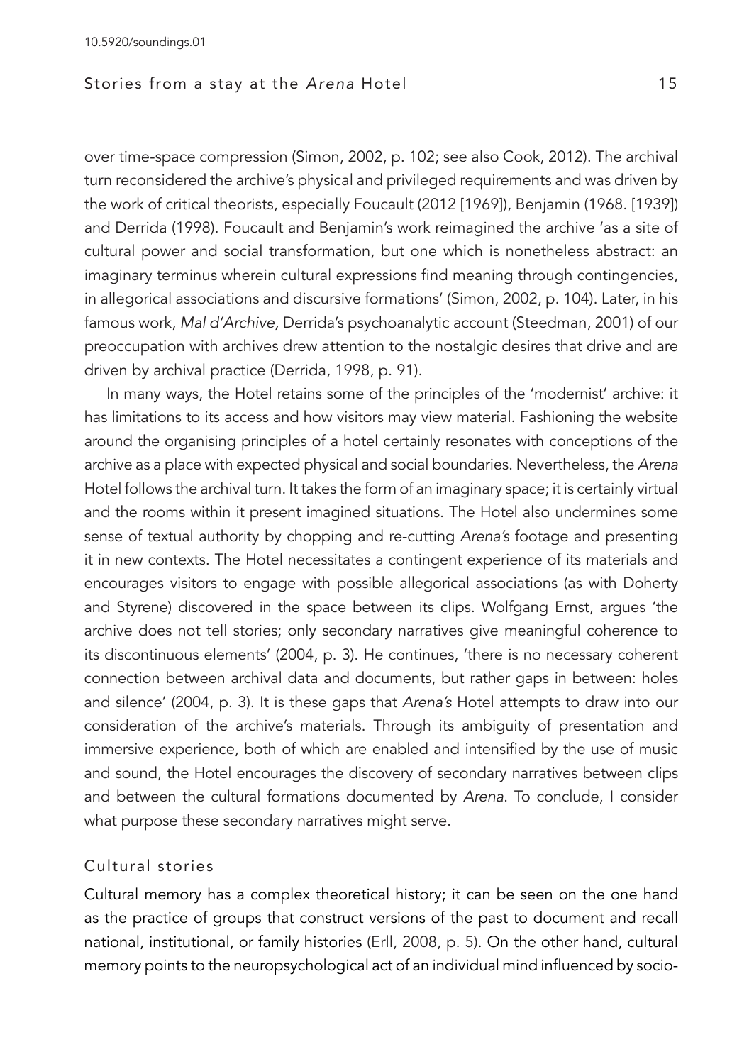over time-space compression (Simon, 2002, p. 102; see also Cook, 2012). The archival turn reconsidered the archive's physical and privileged requirements and was driven by the work of critical theorists, especially Foucault (2012 [1969]), Benjamin (1968. [1939]) and Derrida (1998). Foucault and Benjamin's work reimagined the archive 'as a site of cultural power and social transformation, but one which is nonetheless abstract: an imaginary terminus wherein cultural expressions find meaning through contingencies, in allegorical associations and discursive formations' (Simon, 2002, p. 104). Later, in his famous work, *Mal d'Archive*, Derrida's psychoanalytic account (Steedman, 2001) of our preoccupation with archives drew attention to the nostalgic desires that drive and are driven by archival practice (Derrida, 1998, p. 91).

In many ways, the Hotel retains some of the principles of the 'modernist' archive: it has limitations to its access and how visitors may view material. Fashioning the website around the organising principles of a hotel certainly resonates with conceptions of the archive as a place with expected physical and social boundaries. Nevertheless, the *Arena* Hotel follows the archival turn. It takes the form of an imaginary space; it is certainly virtual and the rooms within it present imagined situations. The Hotel also undermines some sense of textual authority by chopping and re-cutting *Arena's* footage and presenting it in new contexts. The Hotel necessitates a contingent experience of its materials and encourages visitors to engage with possible allegorical associations (as with Doherty and Styrene) discovered in the space between its clips. Wolfgang Ernst, argues 'the archive does not tell stories; only secondary narratives give meaningful coherence to its discontinuous elements' (2004, p. 3). He continues, 'there is no necessary coherent connection between archival data and documents, but rather gaps in between: holes and silence' (2004, p. 3). It is these gaps that *Arena's* Hotel attempts to draw into our consideration of the archive's materials. Through its ambiguity of presentation and immersive experience, both of which are enabled and intensified by the use of music and sound, the Hotel encourages the discovery of secondary narratives between clips and between the cultural formations documented by *Arena*. To conclude, I consider what purpose these secondary narratives might serve.

## Cultural stories

Cultural memory has a complex theoretical history; it can be seen on the one hand as the practice of groups that construct versions of the past to document and recall national, institutional, or family histories (Erll, 2008, p. 5). On the other hand, cultural memory points to the neuropsychological act of an individual mind influenced by socio-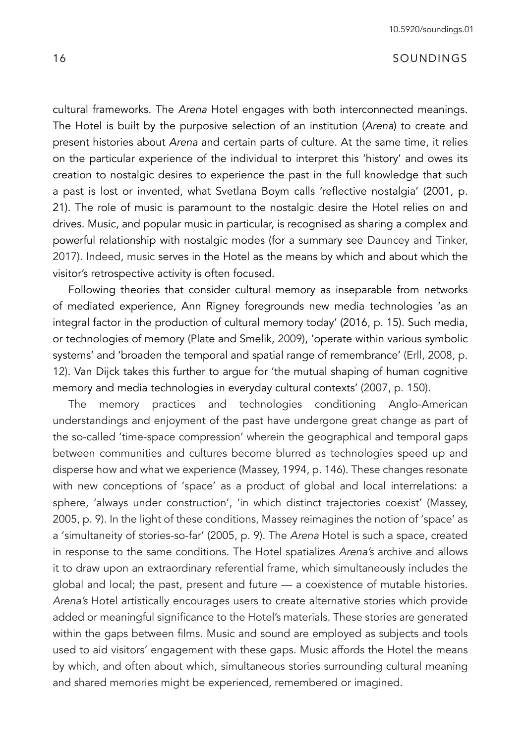cultural frameworks. The *Arena* Hotel engages with both interconnected meanings. The Hotel is built by the purposive selection of an institution (*Arena*) to create and present histories about *Arena* and certain parts of culture. At the same time, it relies on the particular experience of the individual to interpret this 'history' and owes its creation to nostalgic desires to experience the past in the full knowledge that such a past is lost or invented, what Svetlana Boym calls 'reflective nostalgia' (2001, p. 21). The role of music is paramount to the nostalgic desire the Hotel relies on and drives. Music, and popular music in particular, is recognised as sharing a complex and powerful relationship with nostalgic modes (for a summary see Dauncey and Tinker, 2017). Indeed, music serves in the Hotel as the means by which and about which the visitor's retrospective activity is often focused.

Following theories that consider cultural memory as inseparable from networks of mediated experience, Ann Rigney foregrounds new media technologies 'as an integral factor in the production of cultural memory today' (2016, p. 15). Such media, or technologies of memory (Plate and Smelik, 2009), 'operate within various symbolic systems' and 'broaden the temporal and spatial range of remembrance' (Erll, 2008, p. 12). Van Dijck takes this further to argue for 'the mutual shaping of human cognitive memory and media technologies in everyday cultural contexts' (2007, p. 150).

The memory practices and technologies conditioning Anglo-American understandings and enjoyment of the past have undergone great change as part of the so-called 'time-space compression' wherein the geographical and temporal gaps between communities and cultures become blurred as technologies speed up and disperse how and what we experience (Massey, 1994, p. 146). These changes resonate with new conceptions of 'space' as a product of global and local interrelations: a sphere, 'always under construction', 'in which distinct trajectories coexist' (Massey, 2005, p. 9). In the light of these conditions, Massey reimagines the notion of 'space' as a 'simultaneity of stories-so-far' (2005, p. 9). The *Arena* Hotel is such a space, created in response to the same conditions. The Hotel spatializes *Arena's* archive and allows it to draw upon an extraordinary referential frame, which simultaneously includes the global and local; the past, present and future — a coexistence of mutable histories. *Arena's* Hotel artistically encourages users to create alternative stories which provide added or meaningful significance to the Hotel's materials. These stories are generated within the gaps between films. Music and sound are employed as subjects and tools used to aid visitors' engagement with these gaps. Music affords the Hotel the means by which, and often about which, simultaneous stories surrounding cultural meaning and shared memories might be experienced, remembered or imagined.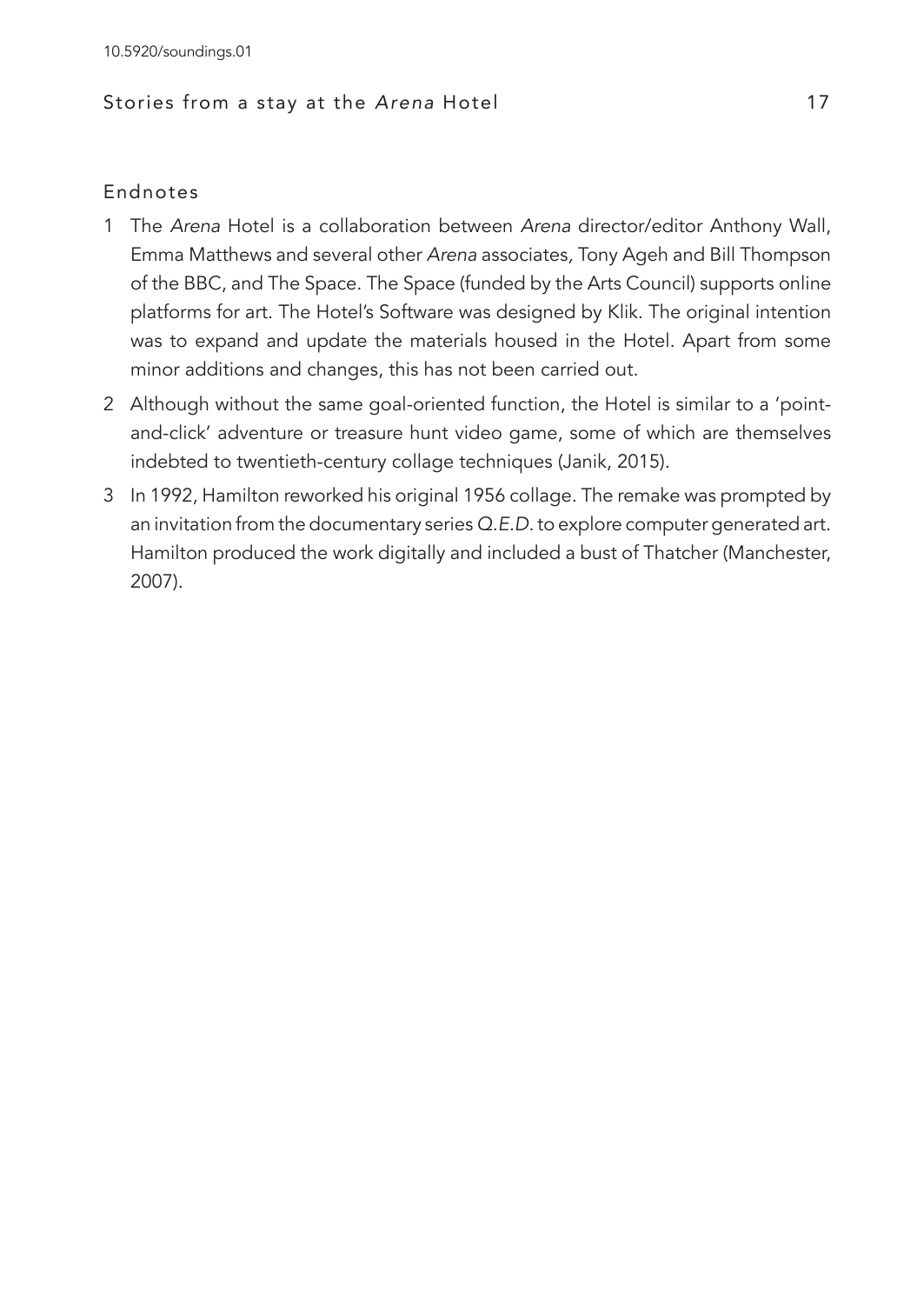## Endnotes

1 The *Arena* Hotel is a collaboration between *Arena* director/editor Anthony Wall, Emma Matthews and several other *Arena* associates, Tony Ageh and Bill Thompson of the BBC, and The Space. The Space (funded by the Arts Council) supports online platforms for art. The Hotel's Software was designed by Klik. The original intention was to expand and update the materials housed in the Hotel. Apart from some minor additions and changes, this has not been carried out.

2 Although without the same goal-oriented function, the Hotel is similar to a 'point-and-click' adventure or treasure hunt video game, some of which are themselves indebted to twentieth-century collage techniques (Janik, 2015).

3 In 1992, Hamilton reworked his original 1956 collage. The remake was prompted by an invitation from the documentary series *Q.E.D.* to explore computer generated art. Hamilton produced the work digitally and included a bust of Thatcher (Manchester, 2007).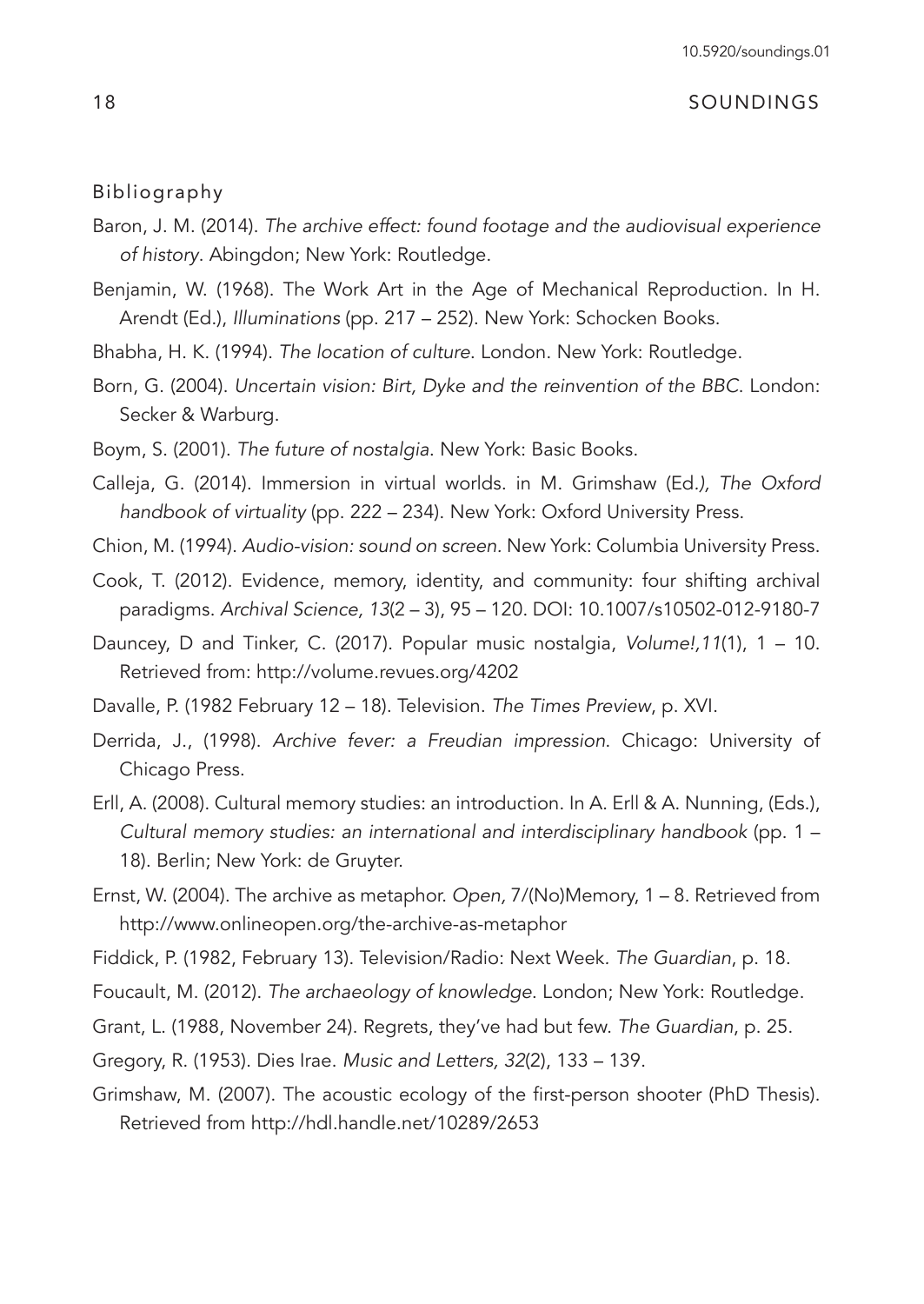## Bibliography

Baron, J. M. (2014). *The archive effect: found footage and the audiovisual experience of history*. Abingdon; New York: Routledge.

Benjamin, W. (1968). The Work Art in the Age of Mechanical Reproduction. In H. Arendt (Ed.), *Illuminations* (pp. 217 – 252). New York: Schocken Books.

Bhabha, H. K. (1994). *The location of culture*. London. New York: Routledge.

Born, G. (2004). *Uncertain vision: Birt, Dyke and the reinvention of the BBC*. London: Secker & Warburg.

Boym, S. (2001). *The future of nostalgia*. New York: Basic Books.

Calleja, G. (2014). Immersion in virtual worlds. in M. Grimshaw (Ed.*), The Oxford handbook of virtuality* (pp. 222 – 234). New York: Oxford University Press.

Chion, M. (1994). *Audio-vision: sound on screen*. New York: Columbia University Press.

Cook, T. (2012). Evidence, memory, identity, and community: four shifting archival paradigms. *Archival Science, 13*(2 – 3), 95 – 120. DOI: 10.1007/s10502-012-9180-7

Dauncey, D and Tinker, C. (2017). Popular music nostalgia, *Volume!,11*(1), 1 – 10. Retrieved from: http://volume.revues.org/4202

Davalle, P. (1982 February 12 – 18). Television. *The Times Preview*, p. XVI.

Derrida, J., (1998). *Archive fever: a Freudian impression*. Chicago: University of Chicago Press.

Erll, A. (2008). Cultural memory studies: an introduction. In A. Erll & A. Nunning, (Eds.), *Cultural memory studies: an international and interdisciplinary handbook* (pp. 1 – 18). Berlin; New York: de Gruyter.

Ernst, W. (2004). The archive as metaphor. *Open,* 7/(No)Memory, 1 – 8. Retrieved from http://www.onlineopen.org/the-archive-as-metaphor

Fiddick, P. (1982, February 13). Television/Radio: Next Week. *The Guardian*, p. 18.

Foucault, M. (2012). *The archaeology of knowledge*. London; New York: Routledge.

Grant, L. (1988, November 24). Regrets, they've had but few. *The Guardian*, p. 25.

Gregory, R. (1953). Dies Irae. *Music and Letters, 32*(2), 133 – 139.

Grimshaw, M. (2007). The acoustic ecology of the first-person shooter (PhD Thesis). Retrieved from http://hdl.handle.net/10289/2653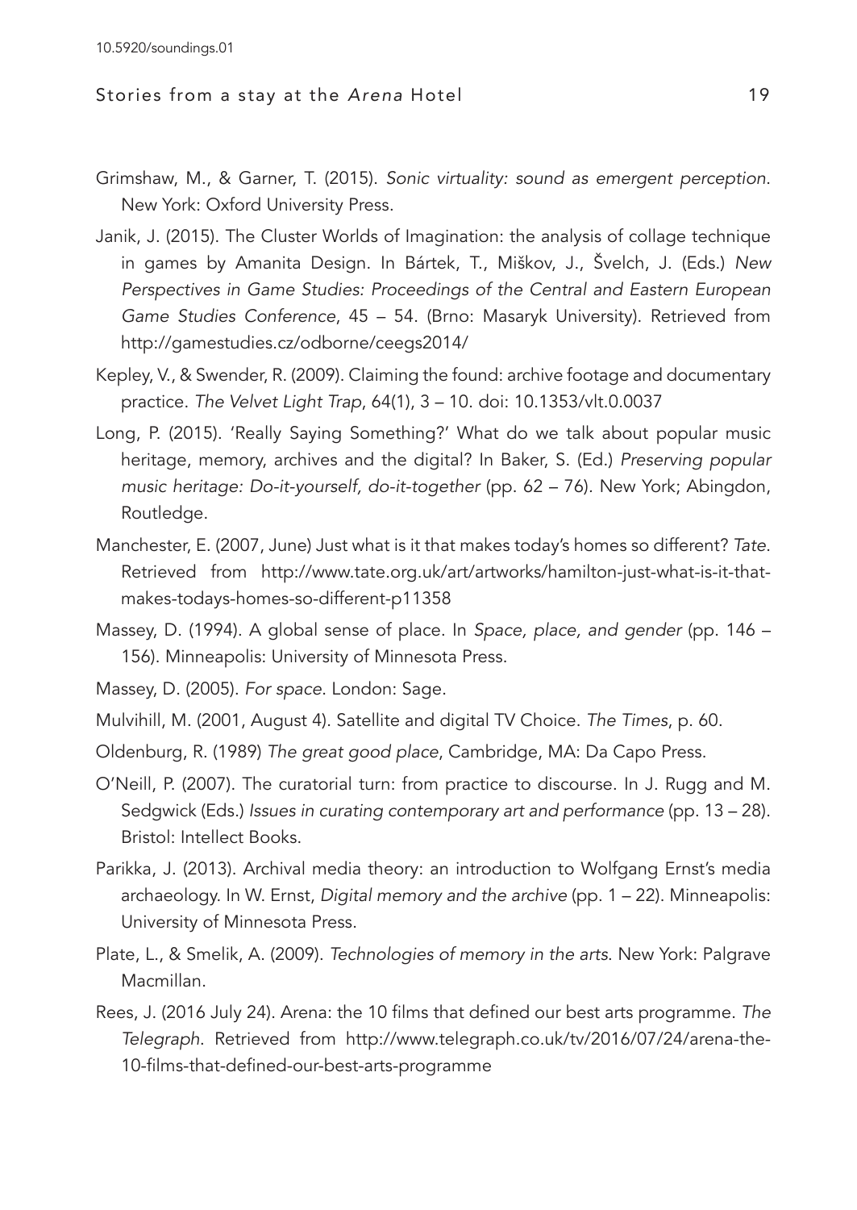Grimshaw, M., & Garner, T. (2015). *Sonic virtuality: sound as emergent perception*. New York: Oxford University Press.

Janik, J. (2015). The Cluster Worlds of Imagination: the analysis of collage technique in games by Amanita Design. In Bártek, T., Miškov, J., Švelch, J. (Eds.) *New Perspectives in Game Studies: Proceedings of the Central and Eastern European Game Studies Conference*, 45 – 54. (Brno: Masaryk University). Retrieved from http://gamestudies.cz/odborne/ceegs2014/

Kepley, V., & Swender, R. (2009). Claiming the found: archive footage and documentary practice. *The Velvet Light Trap*, 64(1), 3 – 10. doi: 10.1353/vlt.0.0037

Long, P. (2015). 'Really Saying Something?' What do we talk about popular music heritage, memory, archives and the digital? In Baker, S. (Ed.) *Preserving popular music heritage: Do-it-yourself, do-it-together* (pp. 62 – 76). New York; Abingdon, Routledge.

Manchester, E. (2007, June) Just what is it that makes today's homes so different? *Tate*. Retrieved from http://www.tate.org.uk/art/artworks/hamilton-just-what-is-it-that-makes-todays-homes-so-different-p11358

Massey, D. (1994). A global sense of place. In *Space, place, and gender* (pp. 146 – 156). Minneapolis: University of Minnesota Press.

Massey, D. (2005). *For space*. London: Sage.

Mulvihill, M. (2001, August 4). Satellite and digital TV Choice. *The Times*, p. 60.

Oldenburg, R. (1989) *The great good place*, Cambridge, MA: Da Capo Press.

O'Neill, P. (2007). The curatorial turn: from practice to discourse. In J. Rugg and M. Sedgwick (Eds.) *Issues in curating contemporary art and performance* (pp. 13 – 28). Bristol: Intellect Books.

Parikka, J. (2013). Archival media theory: an introduction to Wolfgang Ernst's media archaeology. In W. Ernst, *Digital memory and the archive* (pp. 1 – 22). Minneapolis: University of Minnesota Press.

Plate, L., & Smelik, A. (2009). *Technologies of memory in the arts.* New York: Palgrave Macmillan.

Rees, J. (2016 July 24). Arena: the 10 films that defined our best arts programme. *The Telegraph*. Retrieved from http://www.telegraph.co.uk/tv/2016/07/24/arena-the-10-films-that-defined-our-best-arts-programme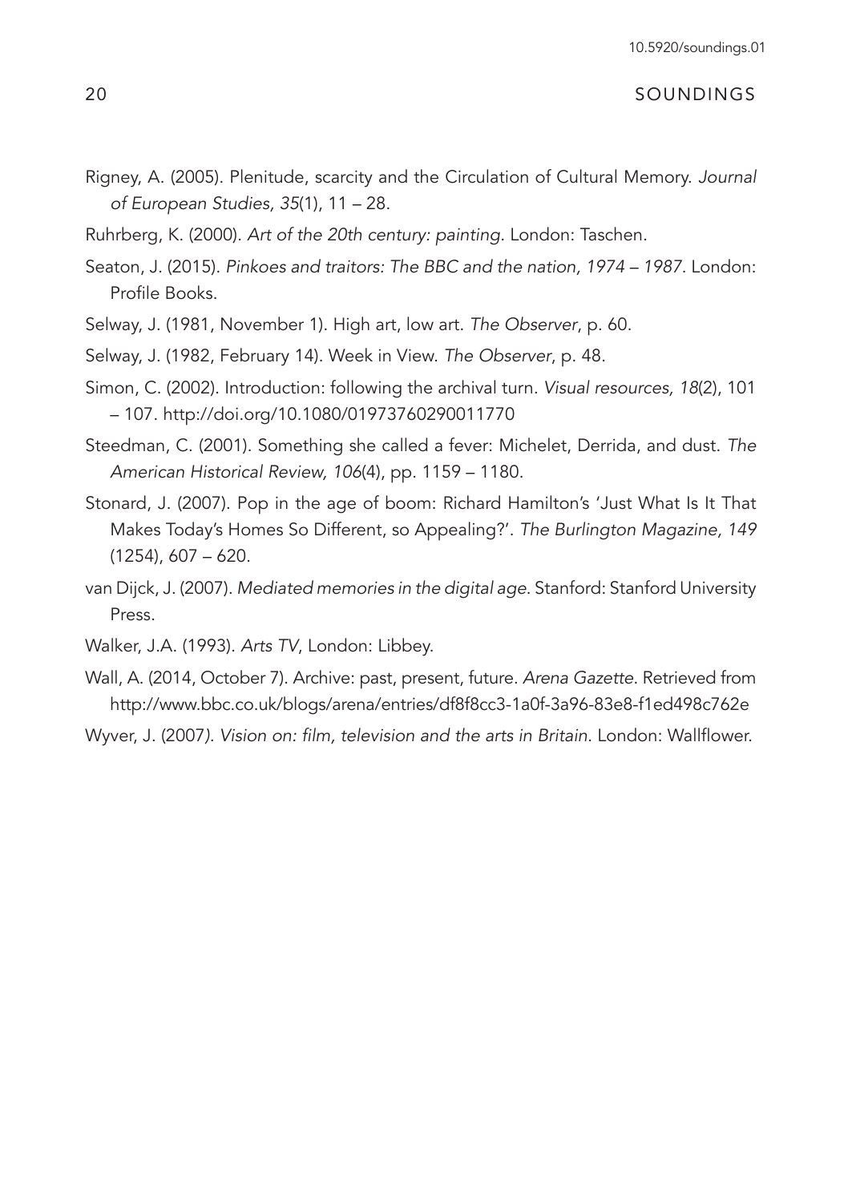Rigney, A. (2005). Plenitude, scarcity and the Circulation of Cultural Memory. *Journal of European Studies, 35*(1), 11 – 28.

Ruhrberg, K. (2000). *Art of the 20th century: painting*. London: Taschen.

Seaton, J. (2015). *Pinkoes and traitors: The BBC and the nation, 1974 – 1987*. London: Profile Books.

Selway, J. (1981, November 1). High art, low art. *The Observer*, p. 60.

Selway, J. (1982, February 14). Week in View. *The Observer*, p. 48.

Simon, C. (2002). Introduction: following the archival turn. *Visual resources, 18*(2), 101 – 107. http://doi.org/10.1080/01973760290011770

Steedman, C. (2001). Something she called a fever: Michelet, Derrida, and dust. *The American Historical Review, 106*(4), pp. 1159 – 1180.

Stonard, J. (2007). Pop in the age of boom: Richard Hamilton's 'Just What Is It That Makes Today's Homes So Different, so Appealing?'. *The Burlington Magazine, 149* (1254), 607 – 620.

van Dijck, J. (2007). *Mediated memories in the digital age*. Stanford: Stanford University Press.

Walker, J.A. (1993). *Arts TV*, London: Libbey.

Wall, A. (2014, October 7). Archive: past, present, future. *Arena Gazette*. Retrieved from http://www.bbc.co.uk/blogs/arena/entries/df8f8cc3-1a0f-3a96-83e8-f1ed498c762e

Wyver, J. (2007). *Vision on: film, television and the arts in Britain*. London: Wallflower.